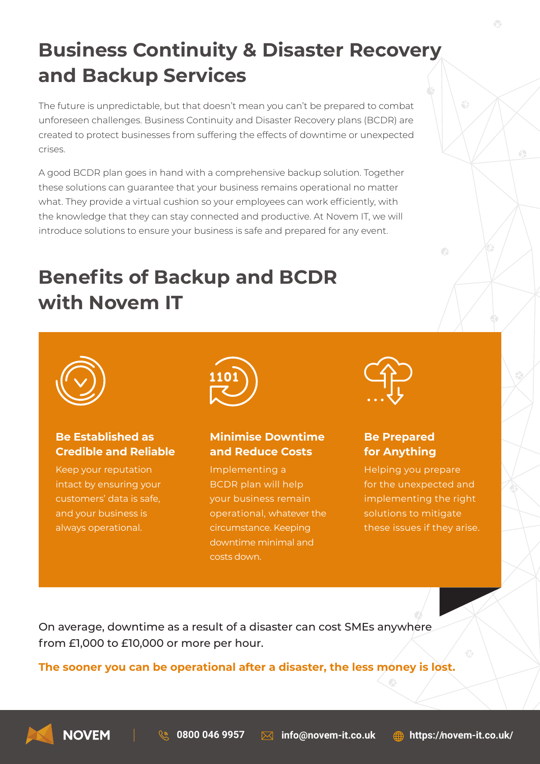# Business Continuity & Disaster Recovery and Backup Services

The future is unpredictable, but that doesn't mean you can't be prepared to combat unforeseen challenges. Business Continuity and Disaster Recovery plans (BCDR) are created to protect businesses from suffering the effects of downtime or unexpected crises.

A good BCDR plan goes in hand with a comprehensive backup solution. Together these solutions can guarantee that your business remains operational no matter what. They provide a virtual cushion so your employees can work efficiently, with the knowledge that they can stay connected and productive. At Novem IT, we will introduce solutions to ensure your business is safe and prepared for any event.

## Benefits of Backup and BCDR with Novem IT

### Be Established as Credible and Reliable

Keep your reputation intact by ensuring your customers' data is safe, and your business is always operational.

### Minimise Downtime and Reduce Costs

Implementing a BCDR plan will help your business remain operational, whatever the circumstance. Keeping downtime minimal and costs down.

### Be Prepared for Anything

Helping you prepare for the unexpected and implementing the right solutions to mitigate these issues if they arise.

On average, downtime as a result of a disaster can cost SMEs anywhere from £1,000 to £10,000 or more per hour.

**The sooner you can be operational after a disaster, the less money is lost.**

NOVEM | 0800 046 9957 | info@novem-it.co.uk | https://novem-it.co.uk/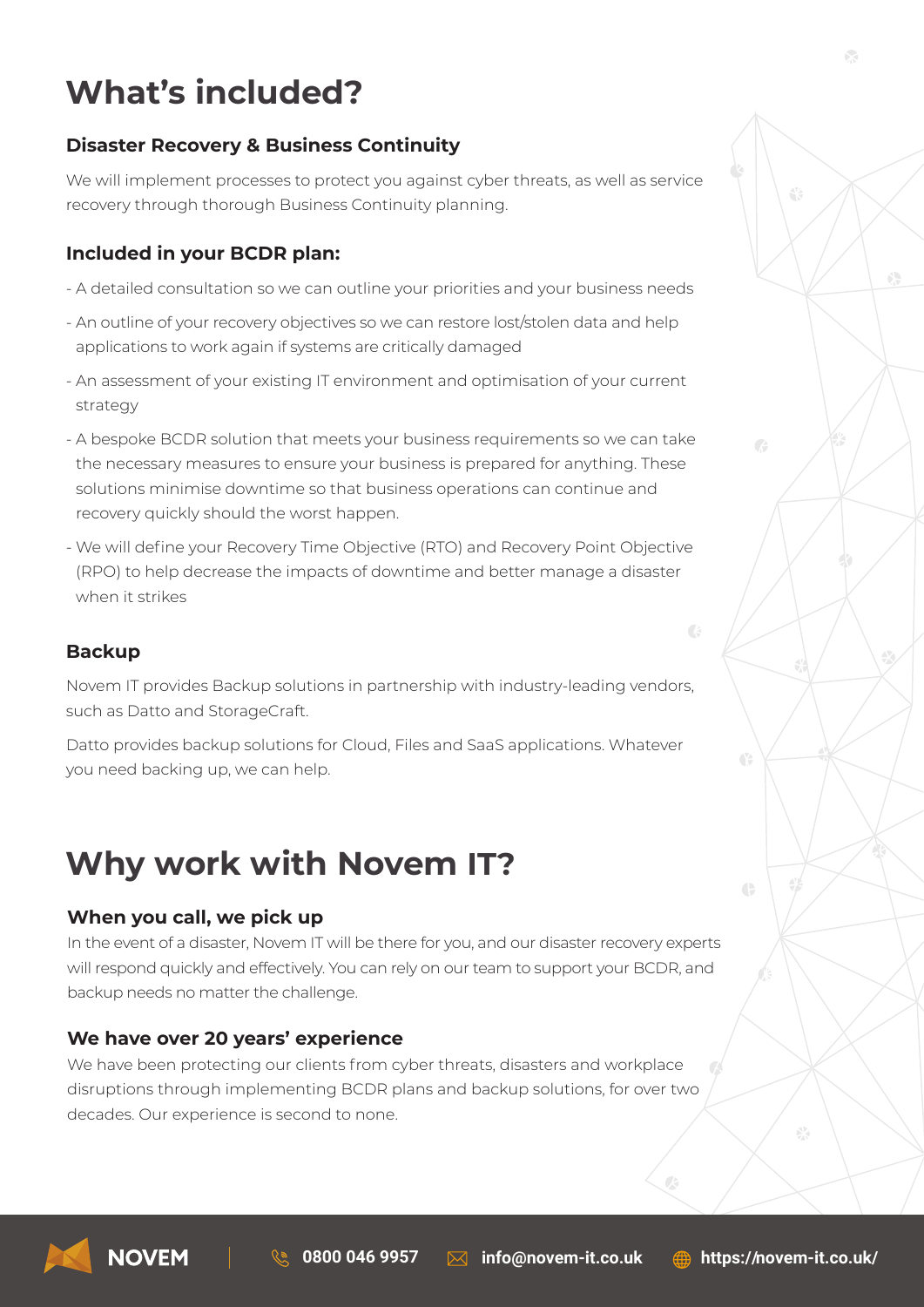# What's included?

### Disaster Recovery & Business Continuity

We will implement processes to protect you against cyber threats, as well as service recovery through thorough Business Continuity planning.

### Included in your BCDR plan:

- A detailed consultation so we can outline your priorities and your business needs
- An outline of your recovery objectives so we can restore lost/stolen data and help applications to work again if systems are critically damaged
- An assessment of your existing IT environment and optimisation of your current strategy
- A bespoke BCDR solution that meets your business requirements so we can take the necessary measures to ensure your business is prepared for anything. These solutions minimise downtime so that business operations can continue and recovery quickly should the worst happen.
- We will define your Recovery Time Objective (RTO) and Recovery Point Objective (RPO) to help decrease the impacts of downtime and better manage a disaster when it strikes

### Backup

Novem IT provides Backup solutions in partnership with industry-leading vendors, such as Datto and StorageCraft.

Datto provides backup solutions for Cloud, Files and SaaS applications. Whatever you need backing up, we can help.

# Why work with Novem IT?

### When you call, we pick up

In the event of a disaster, Novem IT will be there for you, and our disaster recovery experts will respond quickly and effectively. You can rely on our team to support your BCDR, and backup needs no matter the challenge.

### We have over 20 years' experience

We have been protecting our clients from cyber threats, disasters and workplace disruptions through implementing BCDR plans and backup solutions, for over two decades. Our experience is second to none.

NOVEM | 0800 046 9957 | info@novem-it.co.uk | https://novem-it.co.uk/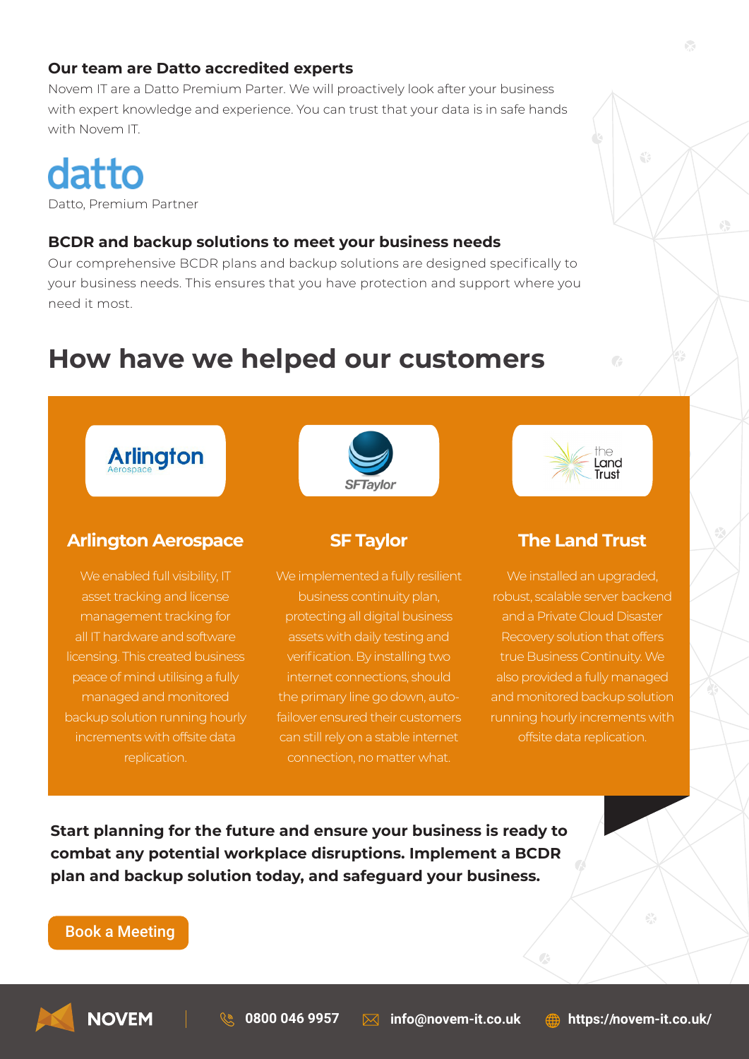### Our team are Datto accredited experts

Novem IT are a Datto Premium Parter. We will proactively look after your business with expert knowledge and experience. You can trust that your data is in safe hands with Novem IT.

datto

Datto, Premium Partner

### BCDR and backup solutions to meet your business needs

Our comprehensive BCDR plans and backup solutions are designed specifically to your business needs. This ensures that you have protection and support where you need it most.

## How have we helped our customers

### Arlington Aerospace

We enabled full visibility, IT asset tracking and license management tracking for all IT hardware and software licensing. This created business peace of mind utilising a fully managed and monitored backup solution running hourly increments with offsite data replication.

### SF Taylor

We implemented a fully resilient business continuity plan, protecting all digital business assets with daily testing and verification. By installing two internet connections, should the primary line go down, auto-failover ensured their customers can still rely on a stable internet connection, no matter what.

### The Land Trust

We installed an upgraded, robust, scalable server backend and a Private Cloud Disaster Recovery solution that offers true Business Continuity. We also provided a fully managed and monitored backup solution running hourly increments with offsite data replication.

**Start planning for the future and ensure your business is ready to combat any potential workplace disruptions. Implement a BCDR plan and backup solution today, and safeguard your business.**

Book a Meeting

NOVEM | 0800 046 9957 | info@novem-it.co.uk | https://novem-it.co.uk/